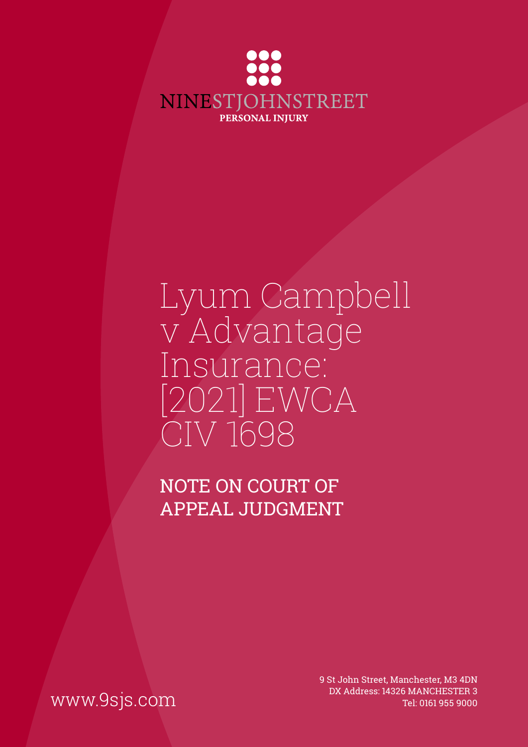NINESTJOHNSTREET

PERSONAL INJURY

# Lyum Campbell v Advantage Insurance: [2021] EWCA CIV 1698

## NOTE ON COURT OF APPEAL JUDGMENT

www.9sjs.com

9 St John Street, Manchester, M3 4DN
DX Address: 14326 MANCHESTER 3
Tel: 0161 955 9000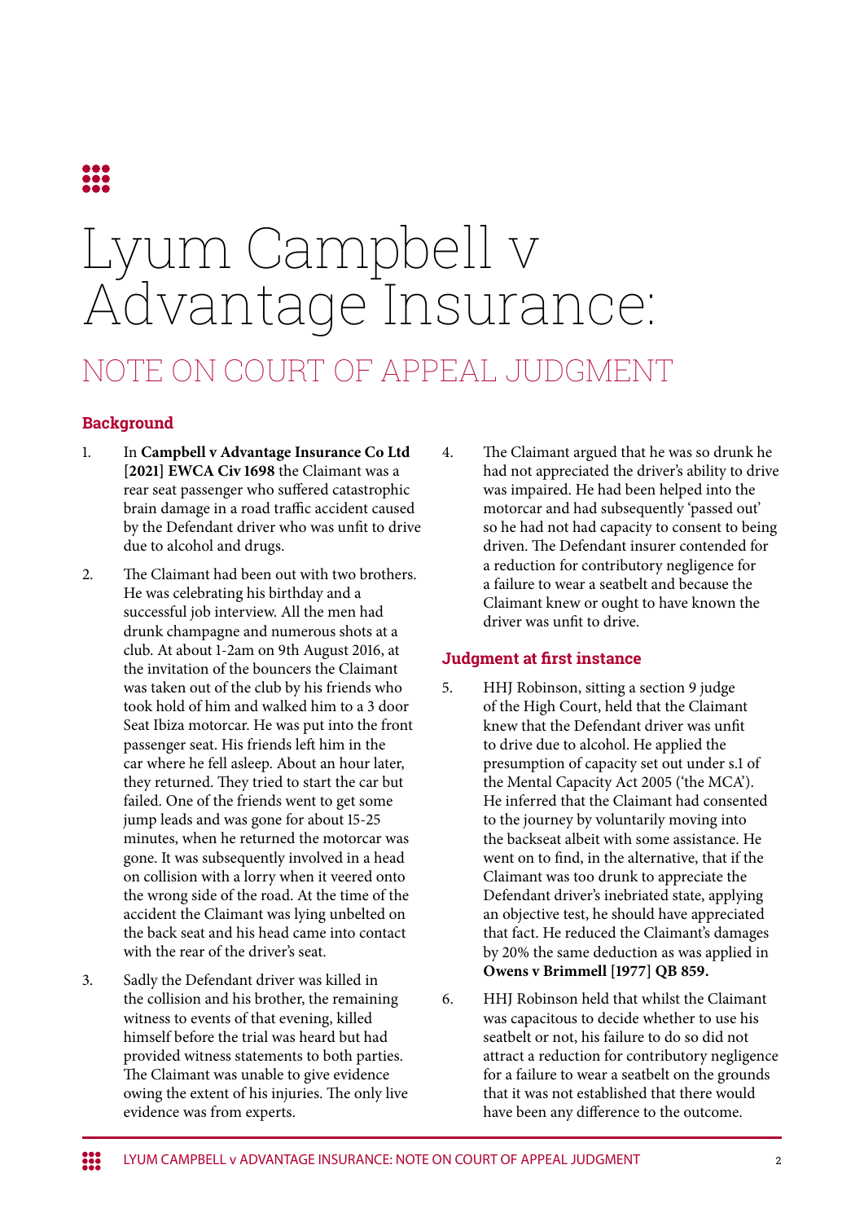# Lyum Campbell v Advantage Insurance:

## NOTE ON COURT OF APPEAL JUDGMENT

### Background

1. In **Campbell v Advantage Insurance Co Ltd [2021] EWCA Civ 1698** the Claimant was a rear seat passenger who suffered catastrophic brain damage in a road traffic accident caused by the Defendant driver who was unfit to drive due to alcohol and drugs.

2. The Claimant had been out with two brothers. He was celebrating his birthday and a successful job interview. All the men had drunk champagne and numerous shots at a club. At about 1-2am on 9th August 2016, at the invitation of the bouncers the Claimant was taken out of the club by his friends who took hold of him and walked him to a 3 door Seat Ibiza motorcar. He was put into the front passenger seat. His friends left him in the car where he fell asleep. About an hour later, they returned. They tried to start the car but failed. One of the friends went to get some jump leads and was gone for about 15-25 minutes, when he returned the motorcar was gone. It was subsequently involved in a head on collision with a lorry when it veered onto the wrong side of the road. At the time of the accident the Claimant was lying unbelted on the back seat and his head came into contact with the rear of the driver's seat.

3. Sadly the Defendant driver was killed in the collision and his brother, the remaining witness to events of that evening, killed himself before the trial was heard but had provided witness statements to both parties. The Claimant was unable to give evidence owing the extent of his injuries. The only live evidence was from experts.

4. The Claimant argued that he was so drunk he had not appreciated the driver's ability to drive was impaired. He had been helped into the motorcar and had subsequently 'passed out' so he had not had capacity to consent to being driven. The Defendant insurer contended for a reduction for contributory negligence for a failure to wear a seatbelt and because the Claimant knew or ought to have known the driver was unfit to drive.

### Judgment at first instance

5. HHJ Robinson, sitting a section 9 judge of the High Court, held that the Claimant knew that the Defendant driver was unfit to drive due to alcohol. He applied the presumption of capacity set out under s.1 of the Mental Capacity Act 2005 ('the MCA'). He inferred that the Claimant had consented to the journey by voluntarily moving into the backseat albeit with some assistance. He went on to find, in the alternative, that if the Claimant was too drunk to appreciate the Defendant driver's inebriated state, applying an objective test, he should have appreciated that fact. He reduced the Claimant's damages by 20% the same deduction as was applied in **Owens v Brimmell [1977] QB 859.**

6. HHJ Robinson held that whilst the Claimant was capacitous to decide whether to use his seatbelt or not, his failure to do so did not attract a reduction for contributory negligence for a failure to wear a seatbelt on the grounds that it was not established that there would have been any difference to the outcome.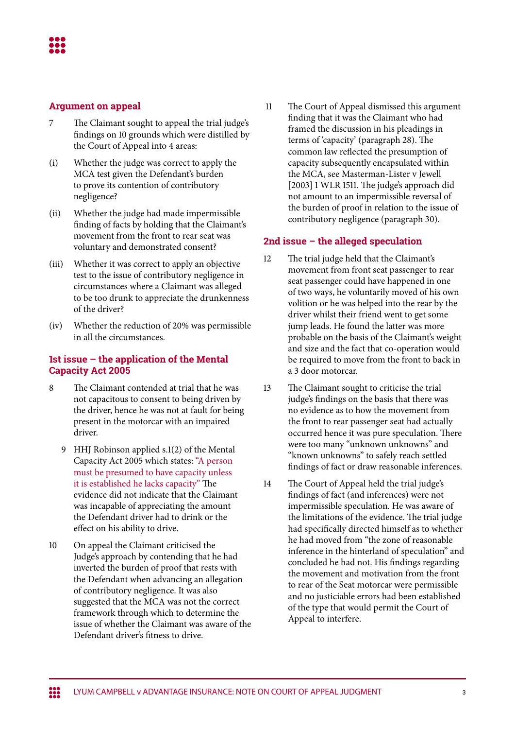## Argument on appeal

7 The Claimant sought to appeal the trial judge's findings on 10 grounds which were distilled by the Court of Appeal into 4 areas:

(i) Whether the judge was correct to apply the MCA test given the Defendant's burden to prove its contention of contributory negligence?

(ii) Whether the judge had made impermissible finding of facts by holding that the Claimant's movement from the front to rear seat was voluntary and demonstrated consent?

(iii) Whether it was correct to apply an objective test to the issue of contributory negligence in circumstances where a Claimant was alleged to be too drunk to appreciate the drunkenness of the driver?

(iv) Whether the reduction of 20% was permissible in all the circumstances.

## 1st issue – the application of the Mental Capacity Act 2005

8 The Claimant contended at trial that he was not capacitous to consent to being driven by the driver, hence he was not at fault for being present in the motorcar with an impaired driver.

9 HHJ Robinson applied s.1(2) of the Mental Capacity Act 2005 which states: "A person must be presumed to have capacity unless it is established he lacks capacity" The evidence did not indicate that the Claimant was incapable of appreciating the amount the Defendant driver had to drink or the effect on his ability to drive.

10 On appeal the Claimant criticised the Judge's approach by contending that he had inverted the burden of proof that rests with the Defendant when advancing an allegation of contributory negligence. It was also suggested that the MCA was not the correct framework through which to determine the issue of whether the Claimant was aware of the Defendant driver's fitness to drive.

11 The Court of Appeal dismissed this argument finding that it was the Claimant who had framed the discussion in his pleadings in terms of 'capacity' (paragraph 28). The common law reflected the presumption of capacity subsequently encapsulated within the MCA, see Masterman-Lister v Jewell [2003] 1 WLR 1511. The judge's approach did not amount to an impermissible reversal of the burden of proof in relation to the issue of contributory negligence (paragraph 30).

## 2nd issue – the alleged speculation

12 The trial judge held that the Claimant's movement from front seat passenger to rear seat passenger could have happened in one of two ways, he voluntarily moved of his own volition or he was helped into the rear by the driver whilst their friend went to get some jump leads. He found the latter was more probable on the basis of the Claimant's weight and size and the fact that co-operation would be required to move from the front to back in a 3 door motorcar.

13 The Claimant sought to criticise the trial judge's findings on the basis that there was no evidence as to how the movement from the front to rear passenger seat had actually occurred hence it was pure speculation. There were too many "unknown unknowns" and "known unknowns" to safely reach settled findings of fact or draw reasonable inferences.

14 The Court of Appeal held the trial judge's findings of fact (and inferences) were not impermissible speculation. He was aware of the limitations of the evidence. The trial judge had specifically directed himself as to whether he had moved from "the zone of reasonable inference in the hinterland of speculation" and concluded he had not. His findings regarding the movement and motivation from the front to rear of the Seat motorcar were permissible and no justiciable errors had been established of the type that would permit the Court of Appeal to interfere.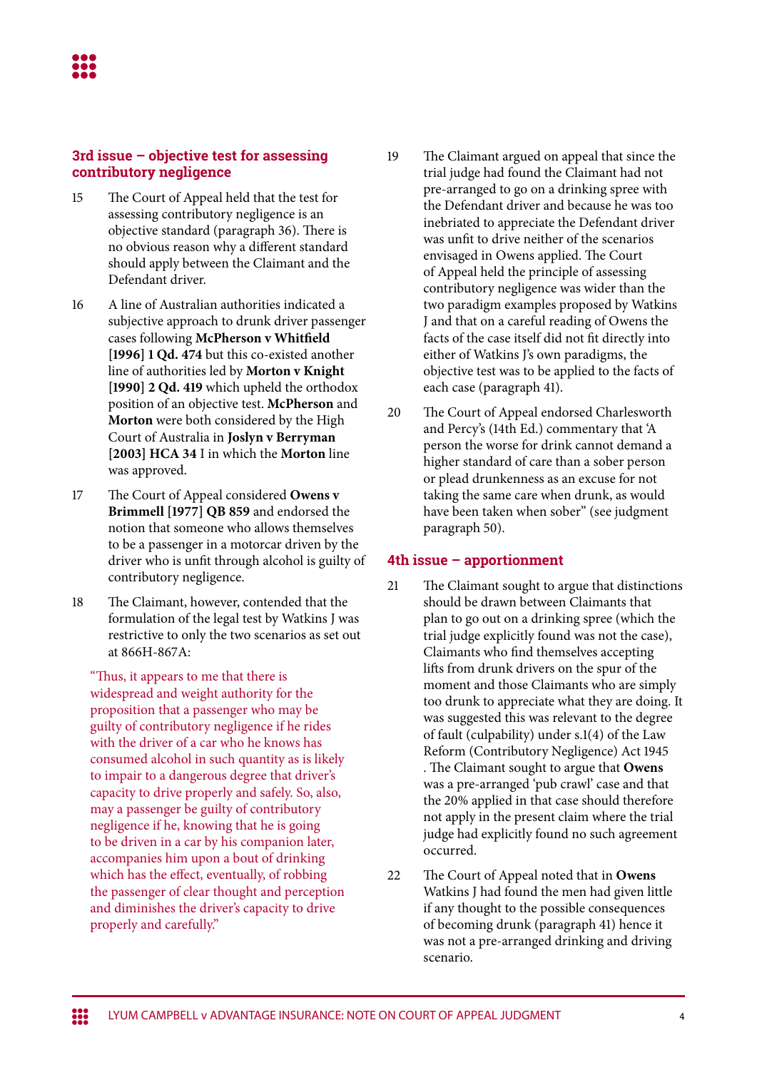### 3rd issue – objective test for assessing contributory negligence

15 The Court of Appeal held that the test for assessing contributory negligence is an objective standard (paragraph 36). There is no obvious reason why a different standard should apply between the Claimant and the Defendant driver.

16 A line of Australian authorities indicated a subjective approach to drunk driver passenger cases following **McPherson v Whitfield [1996] 1 Qd. 474** but this co-existed another line of authorities led by **Morton v Knight [1990] 2 Qd. 419** which upheld the orthodox position of an objective test. **McPherson** and **Morton** were both considered by the High Court of Australia in **Joslyn v Berryman [2003] HCA 34** I in which the **Morton** line was approved.

17 The Court of Appeal considered **Owens v Brimmell [1977] QB 859** and endorsed the notion that someone who allows themselves to be a passenger in a motorcar driven by the driver who is unfit through alcohol is guilty of contributory negligence.

18 The Claimant, however, contended that the formulation of the legal test by Watkins J was restrictive to only the two scenarios as set out at 866H-867A:

> "Thus, it appears to me that there is widespread and weight authority for the proposition that a passenger who may be guilty of contributory negligence if he rides with the driver of a car who he knows has consumed alcohol in such quantity as is likely to impair to a dangerous degree that driver's capacity to drive properly and safely. So, also, may a passenger be guilty of contributory negligence if he, knowing that he is going to be driven in a car by his companion later, accompanies him upon a bout of drinking which has the effect, eventually, of robbing the passenger of clear thought and perception and diminishes the driver's capacity to drive properly and carefully."

19 The Claimant argued on appeal that since the trial judge had found the Claimant had not pre-arranged to go on a drinking spree with the Defendant driver and because he was too inebriated to appreciate the Defendant driver was unfit to drive neither of the scenarios envisaged in Owens applied. The Court of Appeal held the principle of assessing contributory negligence was wider than the two paradigm examples proposed by Watkins J and that on a careful reading of Owens the facts of the case itself did not fit directly into either of Watkins J's own paradigms, the objective test was to be applied to the facts of each case (paragraph 41).

20 The Court of Appeal endorsed Charlesworth and Percy's (14th Ed.) commentary that 'A person the worse for drink cannot demand a higher standard of care than a sober person or plead drunkenness as an excuse for not taking the same care when drunk, as would have been taken when sober" (see judgment paragraph 50).

### 4th issue – apportionment

21 The Claimant sought to argue that distinctions should be drawn between Claimants that plan to go out on a drinking spree (which the trial judge explicitly found was not the case), Claimants who find themselves accepting lifts from drunk drivers on the spur of the moment and those Claimants who are simply too drunk to appreciate what they are doing. It was suggested this was relevant to the degree of fault (culpability) under s.1(4) of the Law Reform (Contributory Negligence) Act 1945 . The Claimant sought to argue that **Owens** was a pre-arranged 'pub crawl' case and that the 20% applied in that case should therefore not apply in the present claim where the trial judge had explicitly found no such agreement occurred.

22 The Court of Appeal noted that in **Owens** Watkins J had found the men had given little if any thought to the possible consequences of becoming drunk (paragraph 41) hence it was not a pre-arranged drinking and driving scenario.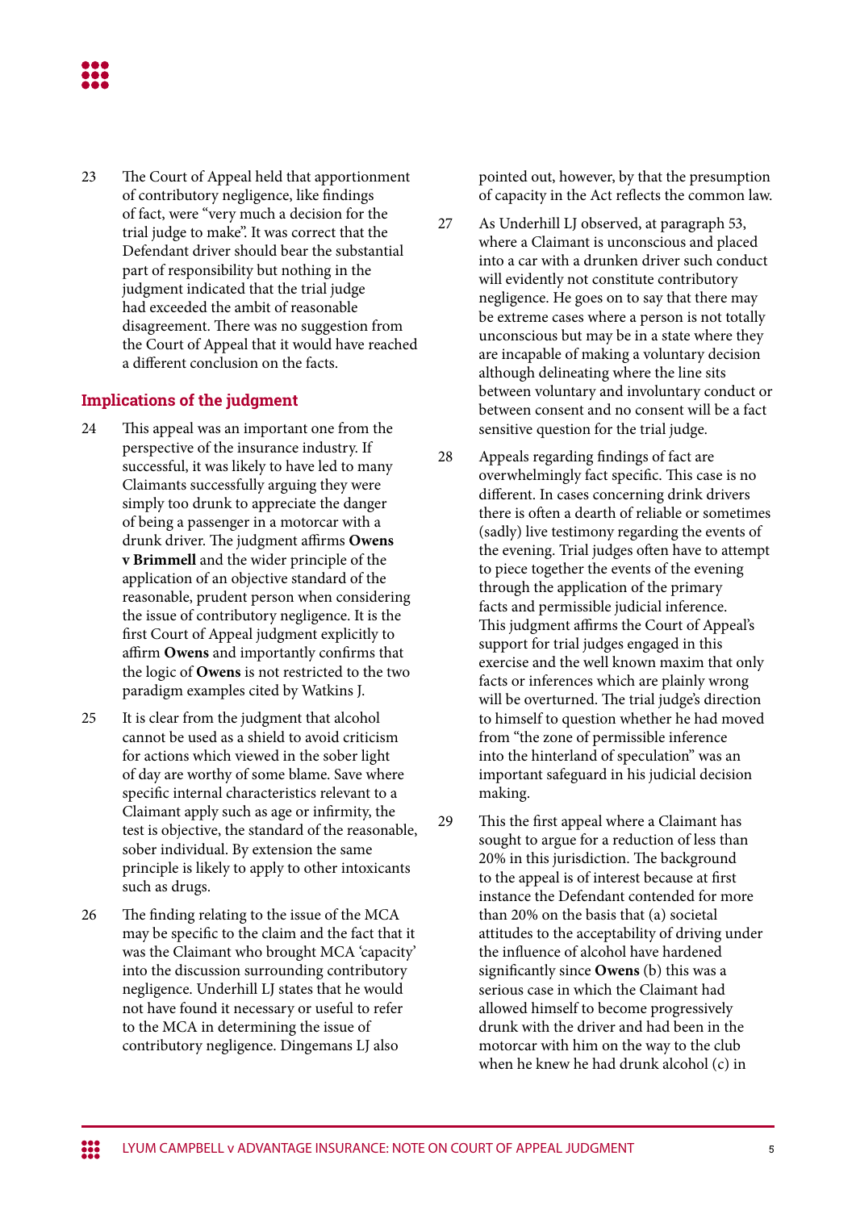23 The Court of Appeal held that apportionment of contributory negligence, like findings of fact, were "very much a decision for the trial judge to make". It was correct that the Defendant driver should bear the substantial part of responsibility but nothing in the judgment indicated that the trial judge had exceeded the ambit of reasonable disagreement. There was no suggestion from the Court of Appeal that it would have reached a different conclusion on the facts.

## Implications of the judgment

24 This appeal was an important one from the perspective of the insurance industry. If successful, it was likely to have led to many Claimants successfully arguing they were simply too drunk to appreciate the danger of being a passenger in a motorcar with a drunk driver. The judgment affirms **Owens v Brimmell** and the wider principle of the application of an objective standard of the reasonable, prudent person when considering the issue of contributory negligence. It is the first Court of Appeal judgment explicitly to affirm **Owens** and importantly confirms that the logic of **Owens** is not restricted to the two paradigm examples cited by Watkins J.

25 It is clear from the judgment that alcohol cannot be used as a shield to avoid criticism for actions which viewed in the sober light of day are worthy of some blame. Save where specific internal characteristics relevant to a Claimant apply such as age or infirmity, the test is objective, the standard of the reasonable, sober individual. By extension the same principle is likely to apply to other intoxicants such as drugs.

26 The finding relating to the issue of the MCA may be specific to the claim and the fact that it was the Claimant who brought MCA 'capacity' into the discussion surrounding contributory negligence. Underhill LJ states that he would not have found it necessary or useful to refer to the MCA in determining the issue of contributory negligence. Dingemans LJ also pointed out, however, by that the presumption of capacity in the Act reflects the common law.

27 As Underhill LJ observed, at paragraph 53, where a Claimant is unconscious and placed into a car with a drunken driver such conduct will evidently not constitute contributory negligence. He goes on to say that there may be extreme cases where a person is not totally unconscious but may be in a state where they are incapable of making a voluntary decision although delineating where the line sits between voluntary and involuntary conduct or between consent and no consent will be a fact sensitive question for the trial judge.

28 Appeals regarding findings of fact are overwhelmingly fact specific. This case is no different. In cases concerning drink drivers there is often a dearth of reliable or sometimes (sadly) live testimony regarding the events of the evening. Trial judges often have to attempt to piece together the events of the evening through the application of the primary facts and permissible judicial inference. This judgment affirms the Court of Appeal's support for trial judges engaged in this exercise and the well known maxim that only facts or inferences which are plainly wrong will be overturned. The trial judge's direction to himself to question whether he had moved from "the zone of permissible inference into the hinterland of speculation" was an important safeguard in his judicial decision making.

29 This the first appeal where a Claimant has sought to argue for a reduction of less than 20% in this jurisdiction. The background to the appeal is of interest because at first instance the Defendant contended for more than 20% on the basis that (a) societal attitudes to the acceptability of driving under the influence of alcohol have hardened significantly since **Owens** (b) this was a serious case in which the Claimant had allowed himself to become progressively drunk with the driver and had been in the motorcar with him on the way to the club when he knew he had drunk alcohol (c) in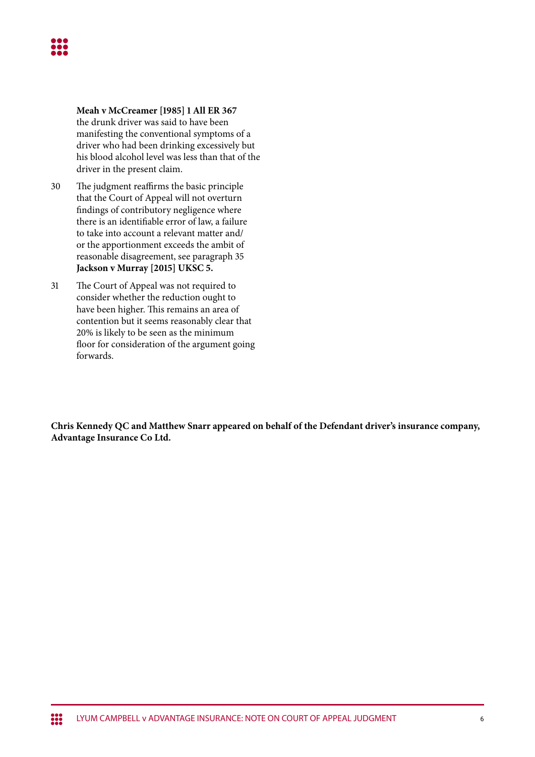**Meah v McCreamer [1985] 1 All ER 367** the drunk driver was said to have been manifesting the conventional symptoms of a driver who had been drinking excessively but his blood alcohol level was less than that of the driver in the present claim.

30 The judgment reaffirms the basic principle that the Court of Appeal will not overturn findings of contributory negligence where there is an identifiable error of law, a failure to take into account a relevant matter and/or the apportionment exceeds the ambit of reasonable disagreement, see paragraph 35 **Jackson v Murray [2015] UKSC 5.**

31 The Court of Appeal was not required to consider whether the reduction ought to have been higher. This remains an area of contention but it seems reasonably clear that 20% is likely to be seen as the minimum floor for consideration of the argument going forwards.

**Chris Kennedy QC and Matthew Snarr appeared on behalf of the Defendant driver's insurance company, Advantage Insurance Co Ltd.**